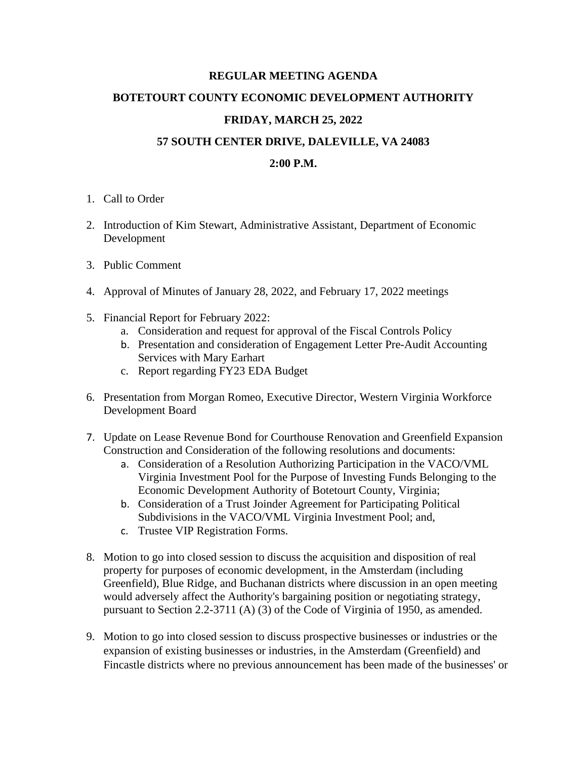**REGULAR MEETING AGENDA**

**BOTETOURT COUNTY ECONOMIC DEVELOPMENT AUTHORITY**

**FRIDAY, MARCH 25, 2022**

**57 SOUTH CENTER DRIVE, DALEVILLE, VA 24083**

**2:00 P.M.**

1. Call to Order
2. Introduction of Kim Stewart, Administrative Assistant, Department of Economic Development
3. Public Comment
4. Approval of Minutes of January 28, 2022, and February 17, 2022 meetings
5. Financial Report for February 2022:
    a. Consideration and request for approval of the Fiscal Controls Policy
    b. Presentation and consideration of Engagement Letter Pre-Audit Accounting Services with Mary Earhart
    c. Report regarding FY23 EDA Budget
6. Presentation from Morgan Romeo, Executive Director, Western Virginia Workforce Development Board
7. Update on Lease Revenue Bond for Courthouse Renovation and Greenfield Expansion Construction and Consideration of the following resolutions and documents:
    a. Consideration of a Resolution Authorizing Participation in the VACO/VML Virginia Investment Pool for the Purpose of Investing Funds Belonging to the Economic Development Authority of Botetourt County, Virginia;
    b. Consideration of a Trust Joinder Agreement for Participating Political Subdivisions in the VACO/VML Virginia Investment Pool; and,
    c. Trustee VIP Registration Forms.
8. Motion to go into closed session to discuss the acquisition and disposition of real property for purposes of economic development, in the Amsterdam (including Greenfield), Blue Ridge, and Buchanan districts where discussion in an open meeting would adversely affect the Authority's bargaining position or negotiating strategy, pursuant to Section 2.2-3711 (A) (3) of the Code of Virginia of 1950, as amended.
9. Motion to go into closed session to discuss prospective businesses or industries or the expansion of existing businesses or industries, in the Amsterdam (Greenfield) and Fincastle districts where no previous announcement has been made of the businesses' or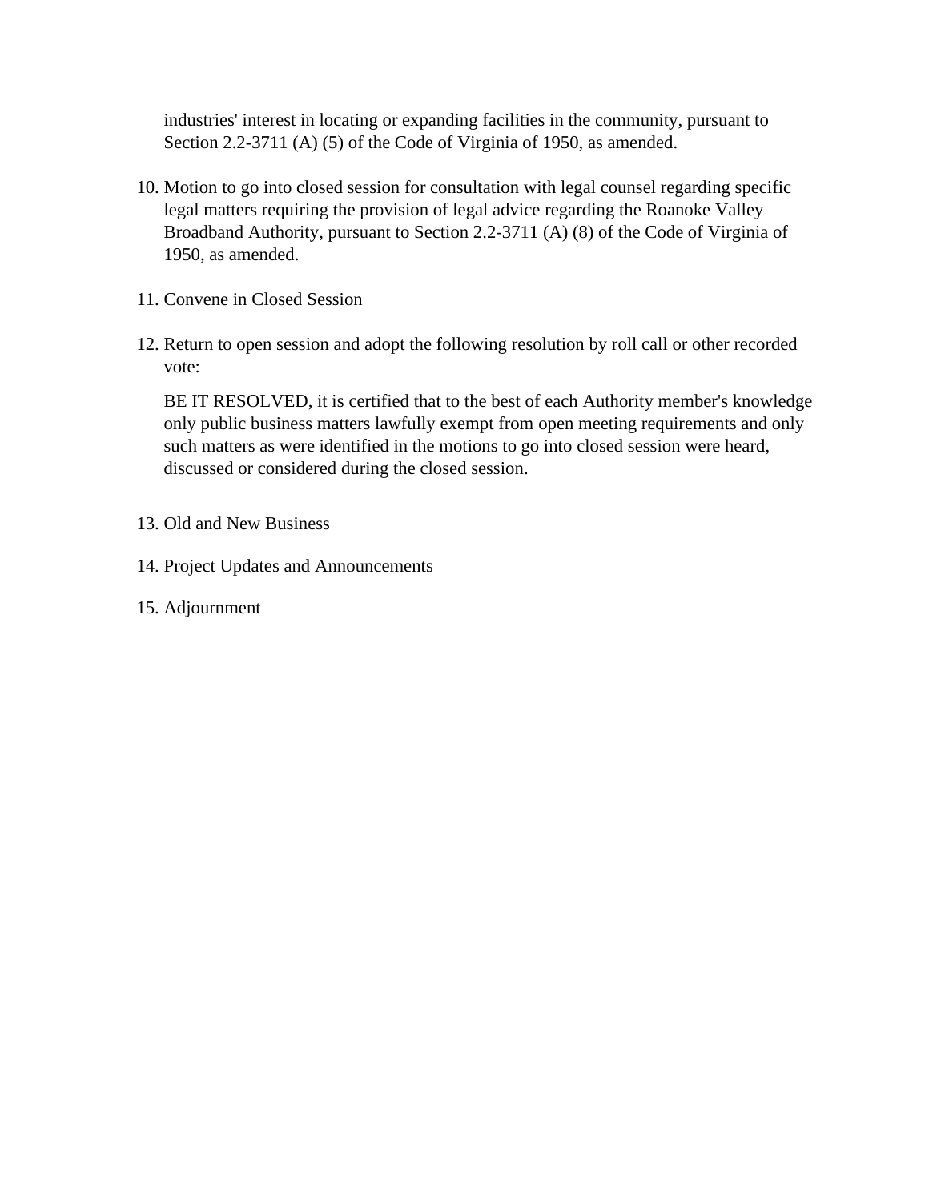industries' interest in locating or expanding facilities in the community, pursuant to Section 2.2-3711 (A) (5) of the Code of Virginia of 1950, as amended.

10. Motion to go into closed session for consultation with legal counsel regarding specific legal matters requiring the provision of legal advice regarding the Roanoke Valley Broadband Authority, pursuant to Section 2.2-3711 (A) (8) of the Code of Virginia of 1950, as amended.

11. Convene in Closed Session

12. Return to open session and adopt the following resolution by roll call or other recorded vote:

    BE IT RESOLVED, it is certified that to the best of each Authority member's knowledge only public business matters lawfully exempt from open meeting requirements and only such matters as were identified in the motions to go into closed session were heard, discussed or considered during the closed session.

13. Old and New Business

14. Project Updates and Announcements

15. Adjournment